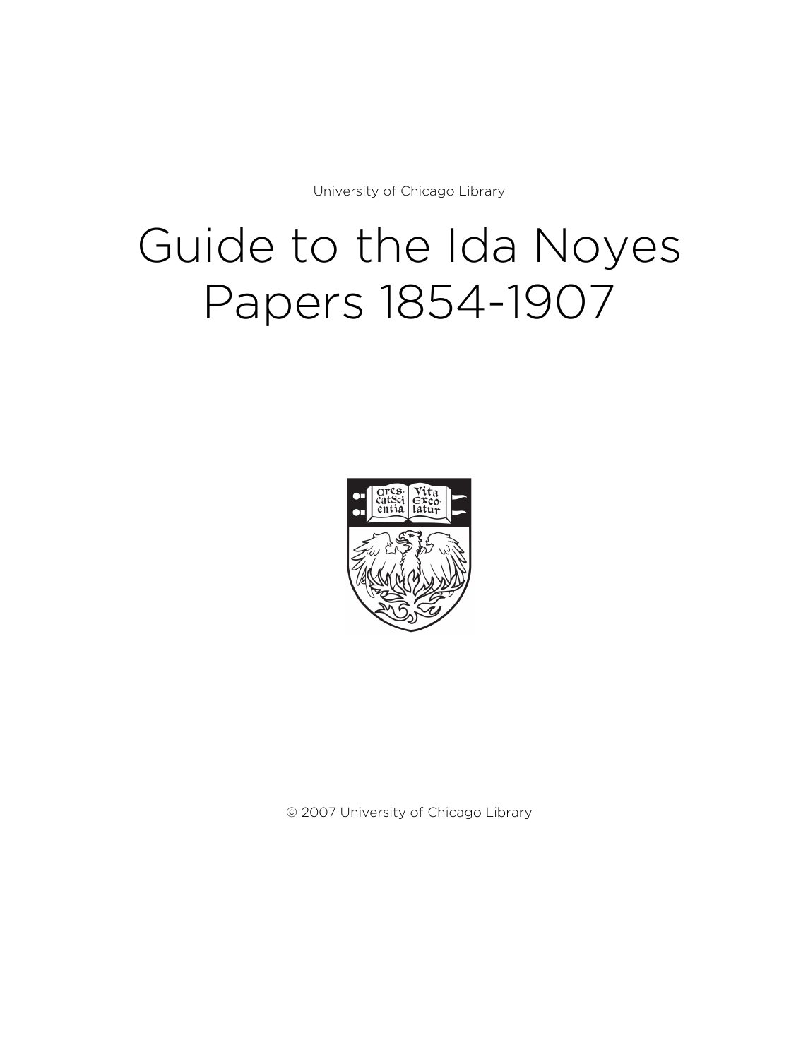University of Chicago Library

# Guide to the Ida Noyes Papers 1854-1907

© 2007 University of Chicago Library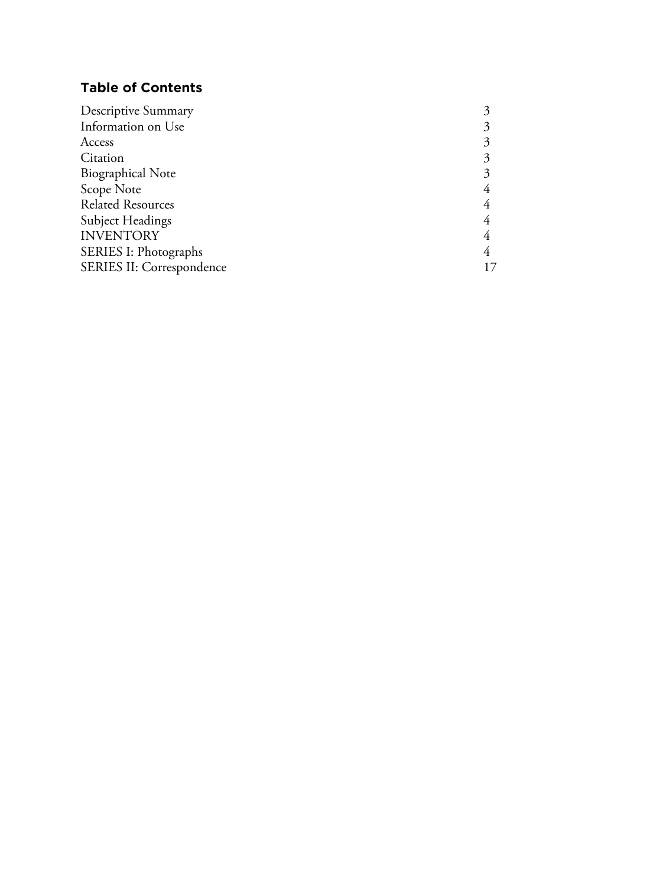## Table of Contents

| | |
|---|---|
| Descriptive Summary | 3 |
| Information on Use | 3 |
| Access | 3 |
| Citation | 3 |
| Biographical Note | 3 |
| Scope Note | 4 |
| Related Resources | 4 |
| Subject Headings | 4 |
| INVENTORY | 4 |
| SERIES I: Photographs | 4 |
| SERIES II: Correspondence | 17 |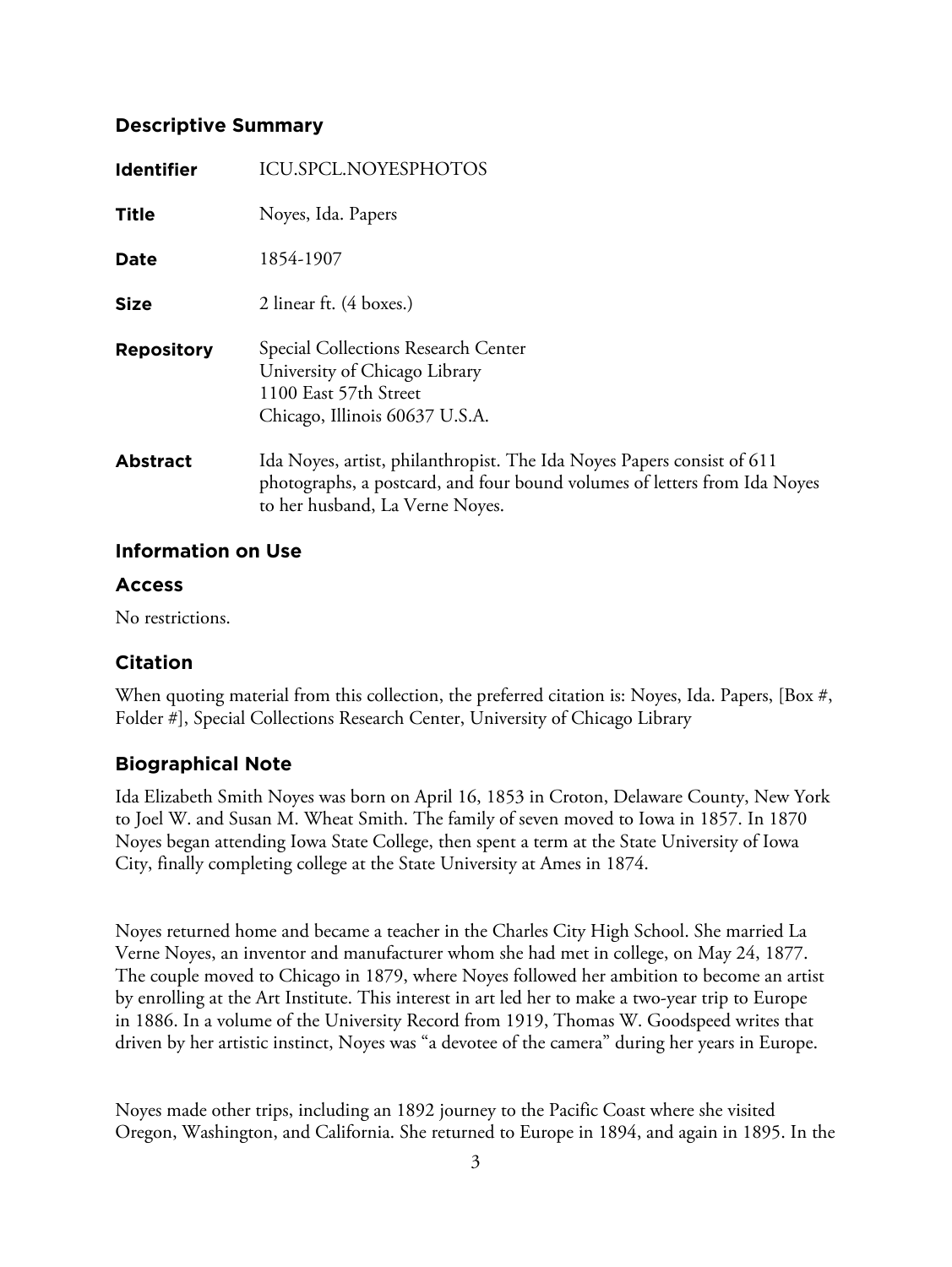## Descriptive Summary

| | |
|---|---|
| **Identifier** | ICU.SPCL.NOYESPHOTOS |
| **Title** | Noyes, Ida. Papers |
| **Date** | 1854-1907 |
| **Size** | 2 linear ft. (4 boxes.) |
| **Repository** | Special Collections Research Center<br>University of Chicago Library<br>1100 East 57th Street<br>Chicago, Illinois 60637 U.S.A. |
| **Abstract** | Ida Noyes, artist, philanthropist. The Ida Noyes Papers consist of 611 photographs, a postcard, and four bound volumes of letters from Ida Noyes to her husband, La Verne Noyes. |

## Information on Use

### Access

No restrictions.

### Citation

When quoting material from this collection, the preferred citation is: Noyes, Ida. Papers, [Box #, Folder #], Special Collections Research Center, University of Chicago Library

## Biographical Note

Ida Elizabeth Smith Noyes was born on April 16, 1853 in Croton, Delaware County, New York to Joel W. and Susan M. Wheat Smith. The family of seven moved to Iowa in 1857. In 1870 Noyes began attending Iowa State College, then spent a term at the State University of Iowa City, finally completing college at the State University at Ames in 1874.

Noyes returned home and became a teacher in the Charles City High School. She married La Verne Noyes, an inventor and manufacturer whom she had met in college, on May 24, 1877. The couple moved to Chicago in 1879, where Noyes followed her ambition to become an artist by enrolling at the Art Institute. This interest in art led her to make a two-year trip to Europe in 1886. In a volume of the University Record from 1919, Thomas W. Goodspeed writes that driven by her artistic instinct, Noyes was "a devotee of the camera" during her years in Europe.

Noyes made other trips, including an 1892 journey to the Pacific Coast where she visited Oregon, Washington, and California. She returned to Europe in 1894, and again in 1895. In the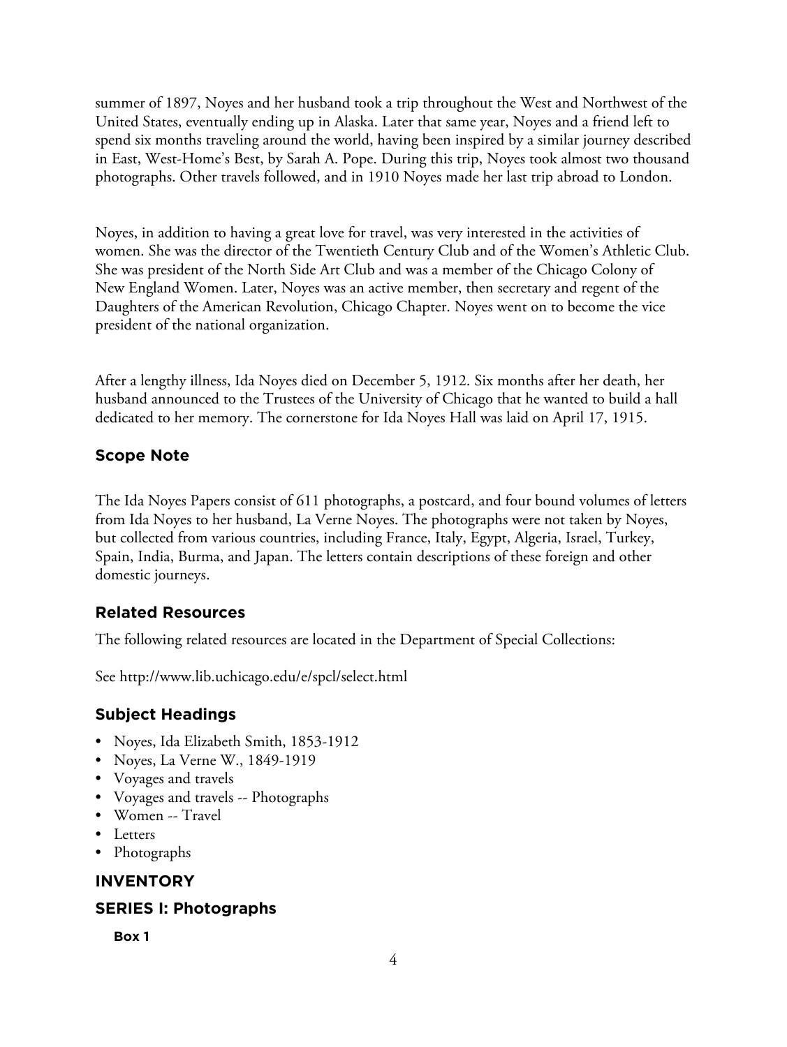summer of 1897, Noyes and her husband took a trip throughout the West and Northwest of the United States, eventually ending up in Alaska. Later that same year, Noyes and a friend left to spend six months traveling around the world, having been inspired by a similar journey described in East, West-Home's Best, by Sarah A. Pope. During this trip, Noyes took almost two thousand photographs. Other travels followed, and in 1910 Noyes made her last trip abroad to London.

Noyes, in addition to having a great love for travel, was very interested in the activities of women. She was the director of the Twentieth Century Club and of the Women's Athletic Club. She was president of the North Side Art Club and was a member of the Chicago Colony of New England Women. Later, Noyes was an active member, then secretary and regent of the Daughters of the American Revolution, Chicago Chapter. Noyes went on to become the vice president of the national organization.

After a lengthy illness, Ida Noyes died on December 5, 1912. Six months after her death, her husband announced to the Trustees of the University of Chicago that he wanted to build a hall dedicated to her memory. The cornerstone for Ida Noyes Hall was laid on April 17, 1915.

## Scope Note

The Ida Noyes Papers consist of 611 photographs, a postcard, and four bound volumes of letters from Ida Noyes to her husband, La Verne Noyes. The photographs were not taken by Noyes, but collected from various countries, including France, Italy, Egypt, Algeria, Israel, Turkey, Spain, India, Burma, and Japan. The letters contain descriptions of these foreign and other domestic journeys.

## Related Resources

The following related resources are located in the Department of Special Collections:

See http://www.lib.uchicago.edu/e/spcl/select.html

## Subject Headings

- Noyes, Ida Elizabeth Smith, 1853-1912
- Noyes, La Verne W., 1849-1919
- Voyages and travels
- Voyages and travels -- Photographs
- Women -- Travel
- Letters
- Photographs

## INVENTORY

## SERIES I: Photographs

### Box 1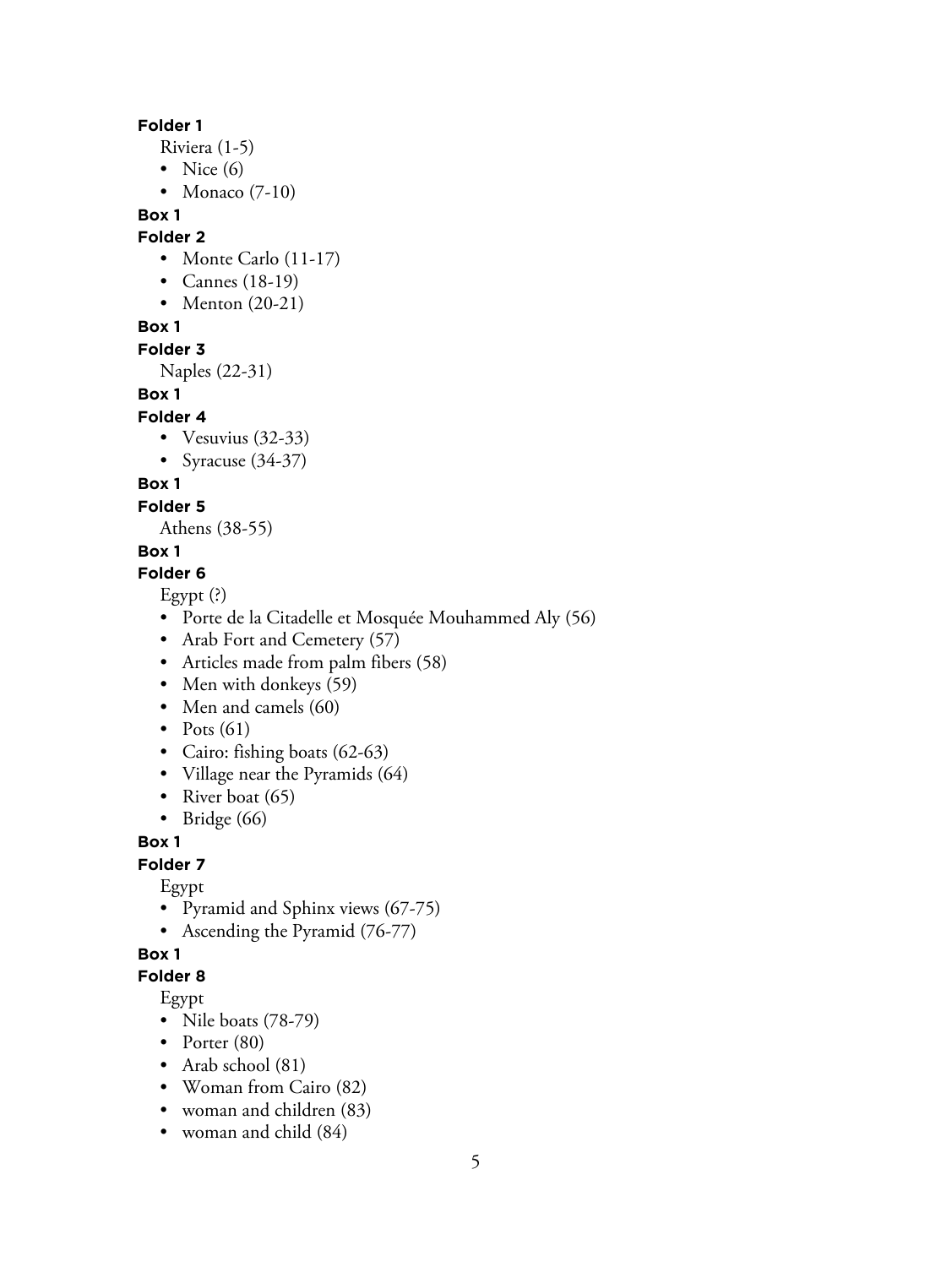**Folder 1**

Riviera (1-5)

- Nice (6)
- Monaco (7-10)

**Box 1**

**Folder 2**

- Monte Carlo (11-17)
- Cannes (18-19)
- Menton (20-21)

**Box 1**

**Folder 3**

Naples (22-31)

**Box 1**

**Folder 4**

- Vesuvius (32-33)
- Syracuse (34-37)

**Box 1**

**Folder 5**

Athens (38-55)

**Box 1**

**Folder 6**

Egypt (?)

- Porte de la Citadelle et Mosquée Mouhammed Aly (56)
- Arab Fort and Cemetery (57)
- Articles made from palm fibers (58)
- Men with donkeys (59)
- Men and camels (60)
- Pots (61)
- Cairo: fishing boats (62-63)
- Village near the Pyramids (64)
- River boat (65)
- Bridge (66)

**Box 1**

**Folder 7**

Egypt

- Pyramid and Sphinx views (67-75)
- Ascending the Pyramid (76-77)

**Box 1**

**Folder 8**

Egypt

- Nile boats (78-79)
- Porter (80)
- Arab school (81)
- Woman from Cairo (82)
- woman and children (83)
- woman and child (84)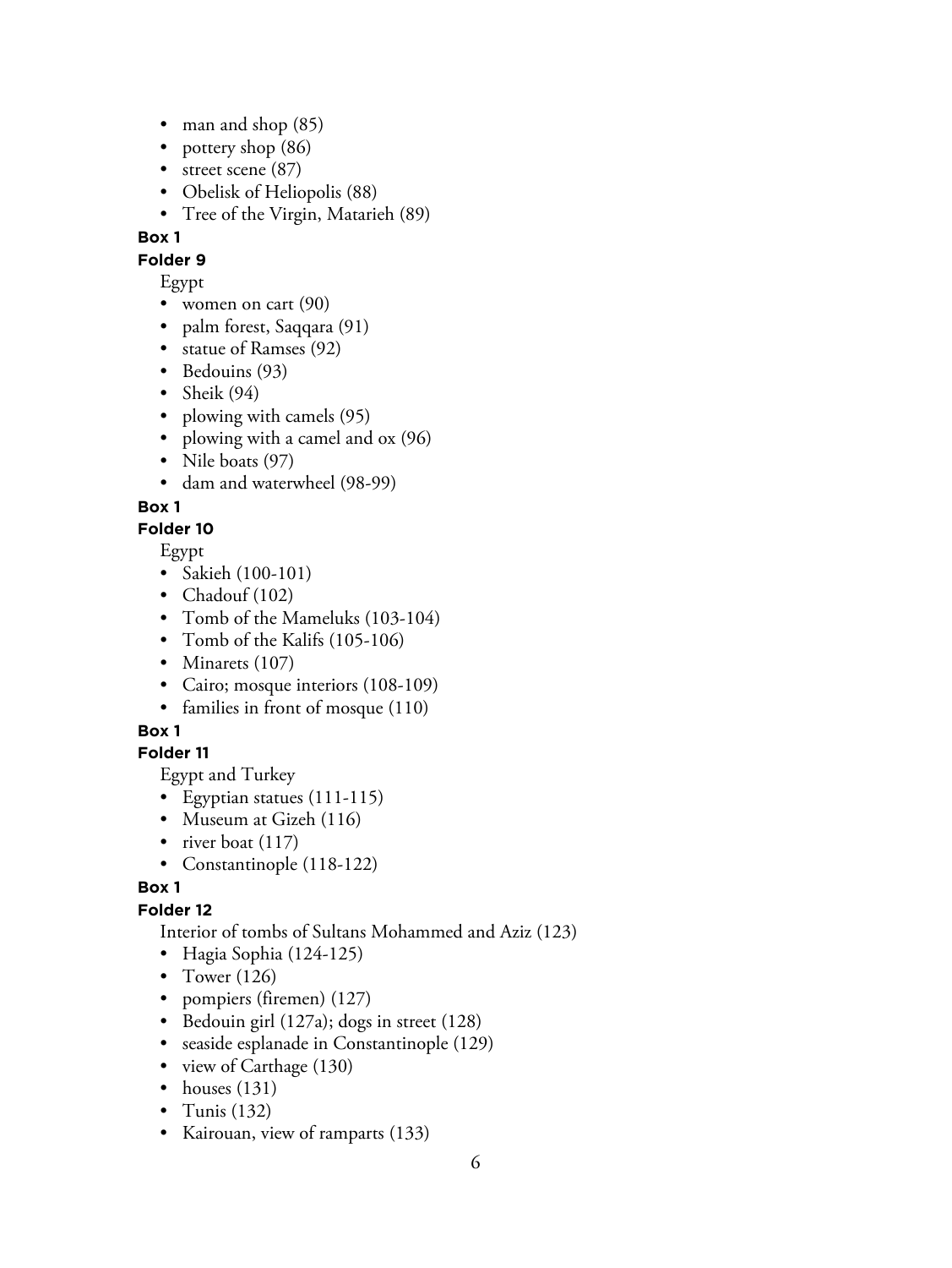- man and shop (85)
- pottery shop (86)
- street scene (87)
- Obelisk of Heliopolis (88)
- Tree of the Virgin, Matarieh (89)

**Box 1**

**Folder 9**

Egypt

- women on cart (90)
- palm forest, Saqqara (91)
- statue of Ramses (92)
- Bedouins (93)
- Sheik (94)
- plowing with camels (95)
- plowing with a camel and ox (96)
- Nile boats (97)
- dam and waterwheel (98-99)

**Box 1**

**Folder 10**

Egypt

- Sakieh (100-101)
- Chadouf (102)
- Tomb of the Mameluks (103-104)
- Tomb of the Kalifs (105-106)
- Minarets (107)
- Cairo; mosque interiors (108-109)
- families in front of mosque (110)

**Box 1**

**Folder 11**

Egypt and Turkey

- Egyptian statues (111-115)
- Museum at Gizeh (116)
- river boat (117)
- Constantinople (118-122)

**Box 1**

**Folder 12**

Interior of tombs of Sultans Mohammed and Aziz (123)

- Hagia Sophia (124-125)
- Tower (126)
- pompiers (firemen) (127)
- Bedouin girl (127a); dogs in street (128)
- seaside esplanade in Constantinople (129)
- view of Carthage (130)
- houses (131)
- Tunis (132)
- Kairouan, view of ramparts (133)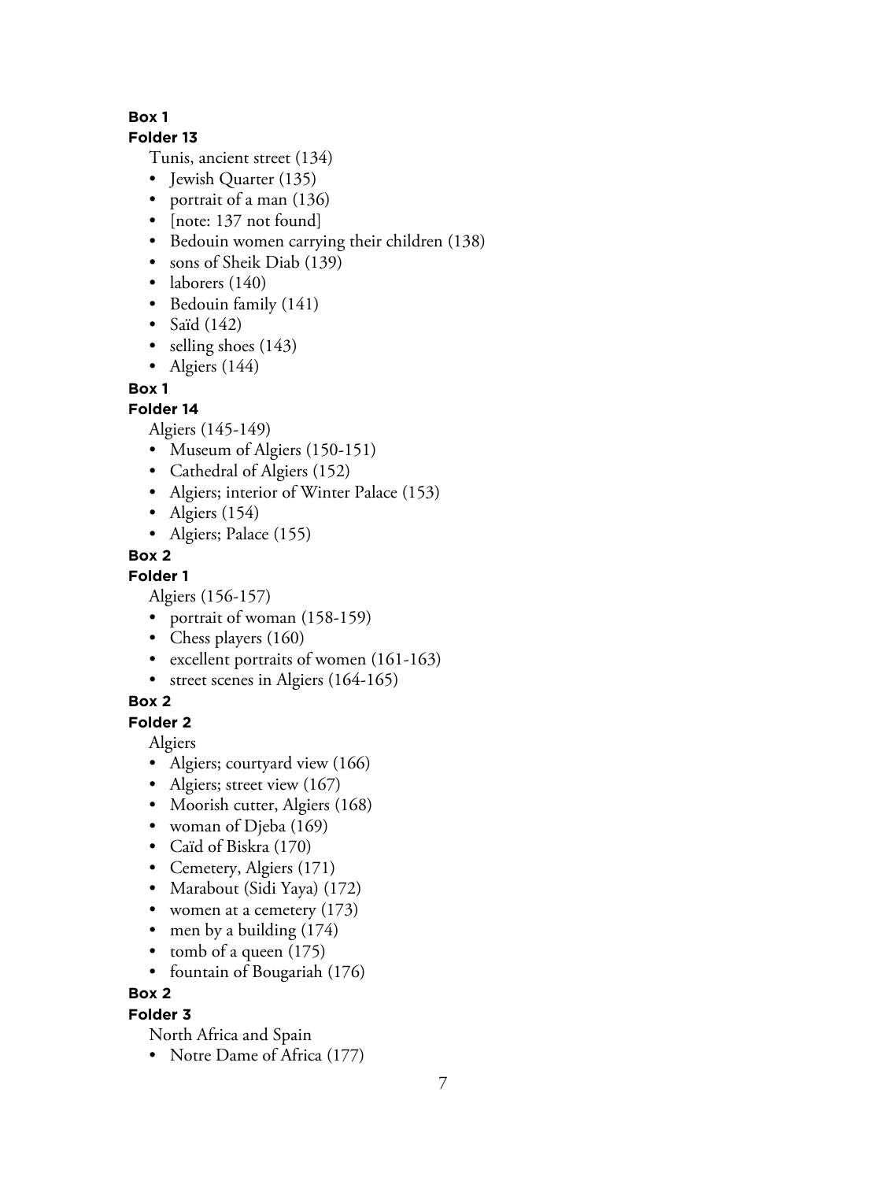**Box 1**

**Folder 13**

Tunis, ancient street (134)

- Jewish Quarter (135)
- portrait of a man (136)
- [note: 137 not found]
- Bedouin women carrying their children (138)
- sons of Sheik Diab (139)
- laborers (140)
- Bedouin family (141)
- Saïd (142)
- selling shoes (143)
- Algiers (144)

**Box 1**

**Folder 14**

Algiers (145-149)

- Museum of Algiers (150-151)
- Cathedral of Algiers (152)
- Algiers; interior of Winter Palace (153)
- Algiers (154)
- Algiers; Palace (155)

**Box 2**

**Folder 1**

Algiers (156-157)

- portrait of woman (158-159)
- Chess players (160)
- excellent portraits of women (161-163)
- street scenes in Algiers (164-165)

**Box 2**

**Folder 2**

Algiers

- Algiers; courtyard view (166)
- Algiers; street view (167)
- Moorish cutter, Algiers (168)
- woman of Djeba (169)
- Caïd of Biskra (170)
- Cemetery, Algiers (171)
- Marabout (Sidi Yaya) (172)
- women at a cemetery (173)
- men by a building (174)
- tomb of a queen (175)
- fountain of Bougariah (176)

**Box 2**

**Folder 3**

North Africa and Spain

- Notre Dame of Africa (177)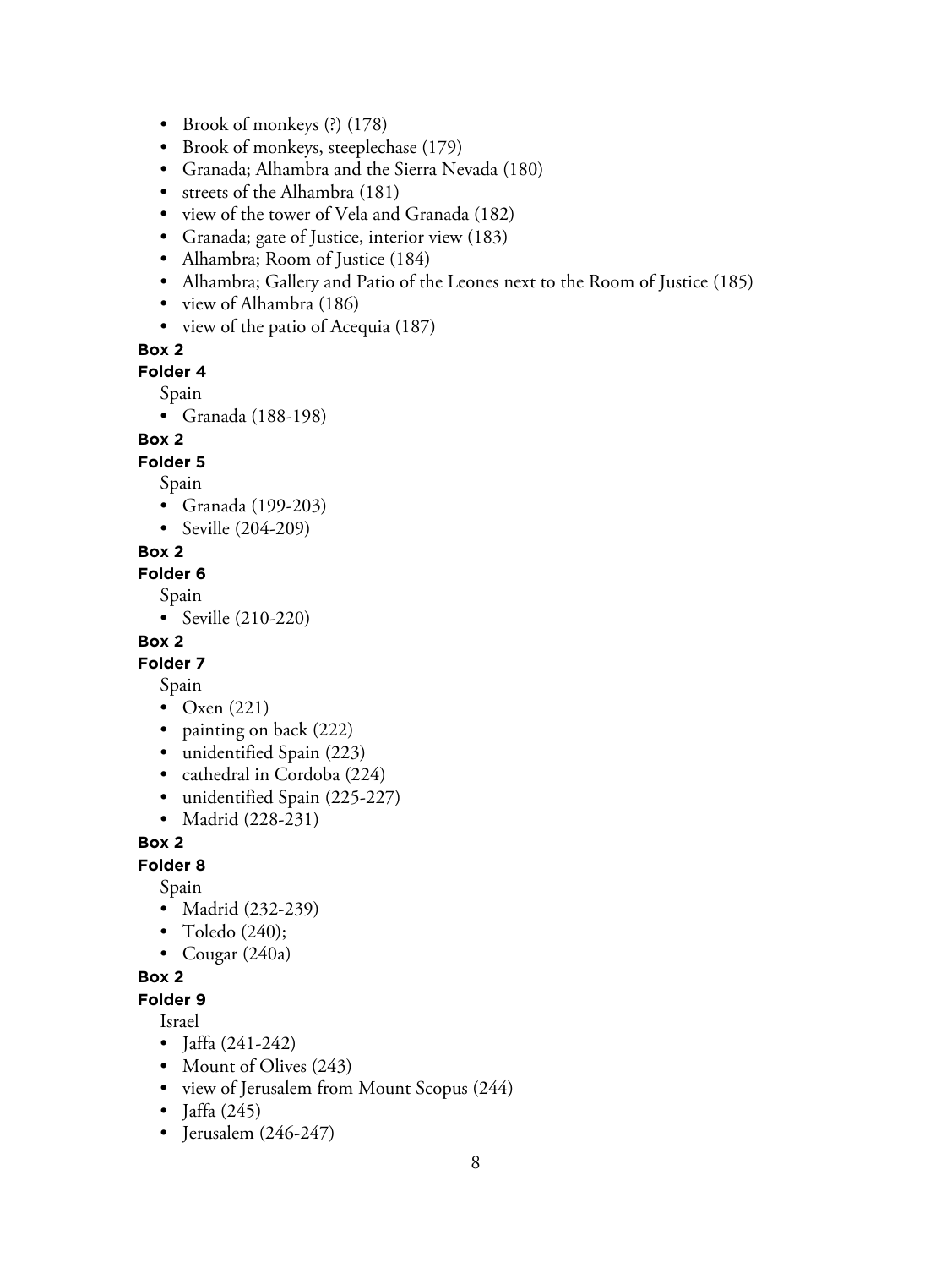- Brook of monkeys (?) (178)
- Brook of monkeys, steeplechase (179)
- Granada; Alhambra and the Sierra Nevada (180)
- streets of the Alhambra (181)
- view of the tower of Vela and Granada (182)
- Granada; gate of Justice, interior view (183)
- Alhambra; Room of Justice (184)
- Alhambra; Gallery and Patio of the Leones next to the Room of Justice (185)
- view of Alhambra (186)
- view of the patio of Acequia (187)

**Box 2**
**Folder 4**

Spain

- Granada (188-198)

**Box 2**
**Folder 5**

Spain

- Granada (199-203)
- Seville (204-209)

**Box 2**
**Folder 6**

Spain

- Seville (210-220)

**Box 2**
**Folder 7**

Spain

- Oxen (221)
- painting on back (222)
- unidentified Spain (223)
- cathedral in Cordoba (224)
- unidentified Spain (225-227)
- Madrid (228-231)

**Box 2**
**Folder 8**

Spain

- Madrid (232-239)
- Toledo (240);
- Cougar (240a)

**Box 2**
**Folder 9**

Israel

- Jaffa (241-242)
- Mount of Olives (243)
- view of Jerusalem from Mount Scopus (244)
- Jaffa (245)
- Jerusalem (246-247)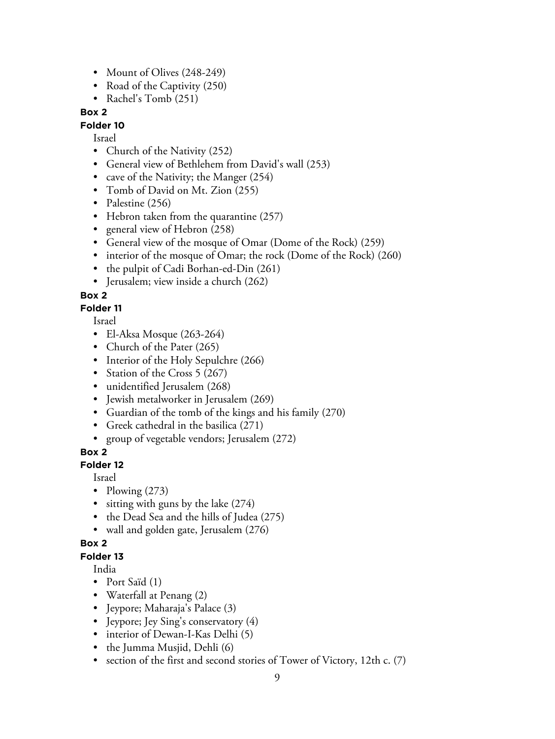- Mount of Olives (248-249)
- Road of the Captivity (250)
- Rachel's Tomb (251)

**Box 2**

**Folder 10**

Israel

- Church of the Nativity (252)
- General view of Bethlehem from David's wall (253)
- cave of the Nativity; the Manger (254)
- Tomb of David on Mt. Zion (255)
- Palestine (256)
- Hebron taken from the quarantine (257)
- general view of Hebron (258)
- General view of the mosque of Omar (Dome of the Rock) (259)
- interior of the mosque of Omar; the rock (Dome of the Rock) (260)
- the pulpit of Cadi Borhan-ed-Din (261)
- Jerusalem; view inside a church (262)

**Box 2**

**Folder 11**

Israel

- El-Aksa Mosque (263-264)
- Church of the Pater (265)
- Interior of the Holy Sepulchre (266)
- Station of the Cross 5 (267)
- unidentified Jerusalem (268)
- Jewish metalworker in Jerusalem (269)
- Guardian of the tomb of the kings and his family (270)
- Greek cathedral in the basilica (271)
- group of vegetable vendors; Jerusalem (272)

**Box 2**

**Folder 12**

Israel

- Plowing (273)
- sitting with guns by the lake (274)
- the Dead Sea and the hills of Judea (275)
- wall and golden gate, Jerusalem (276)

**Box 2**

**Folder 13**

India

- Port Saïd (1)
- Waterfall at Penang (2)
- Jeypore; Maharaja's Palace (3)
- Jeypore; Jey Sing's conservatory (4)
- interior of Dewan-I-Kas Delhi (5)
- the Jumma Musjid, Dehli (6)
- section of the first and second stories of Tower of Victory, 12th c. (7)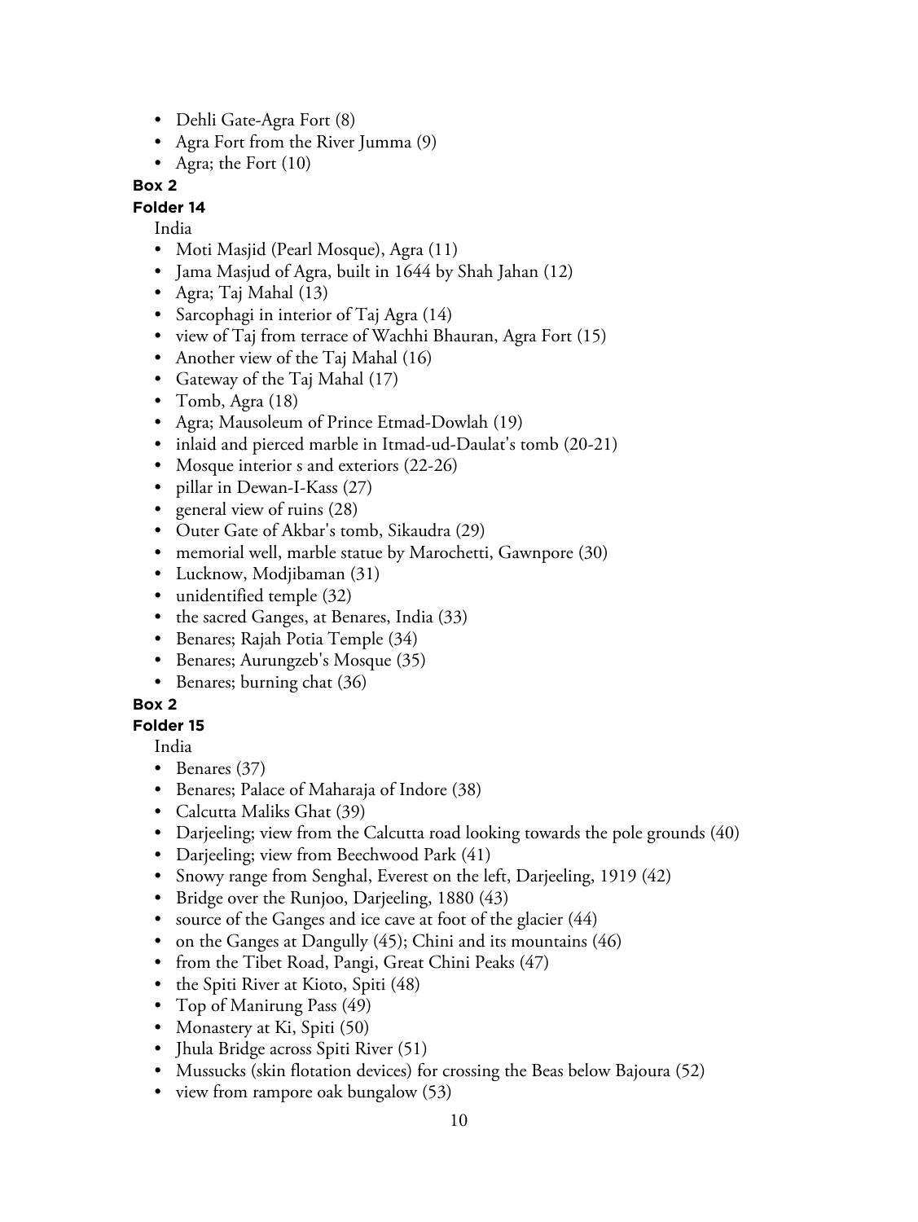- Dehli Gate-Agra Fort (8)
- Agra Fort from the River Jumma (9)
- Agra; the Fort (10)

**Box 2**

**Folder 14**

India

- Moti Masjid (Pearl Mosque), Agra (11)
- Jama Masjud of Agra, built in 1644 by Shah Jahan (12)
- Agra; Taj Mahal (13)
- Sarcophagi in interior of Taj Agra (14)
- view of Taj from terrace of Wachhi Bhauran, Agra Fort (15)
- Another view of the Taj Mahal (16)
- Gateway of the Taj Mahal (17)
- Tomb, Agra (18)
- Agra; Mausoleum of Prince Etmad-Dowlah (19)
- inlaid and pierced marble in Itmad-ud-Daulat's tomb (20-21)
- Mosque interior s and exteriors (22-26)
- pillar in Dewan-I-Kass (27)
- general view of ruins (28)
- Outer Gate of Akbar's tomb, Sikaudra (29)
- memorial well, marble statue by Marochetti, Gawnpore (30)
- Lucknow, Modjibaman (31)
- unidentified temple (32)
- the sacred Ganges, at Benares, India (33)
- Benares; Rajah Potia Temple (34)
- Benares; Aurungzeb's Mosque (35)
- Benares; burning chat (36)

**Box 2**

**Folder 15**

India

- Benares (37)
- Benares; Palace of Maharaja of Indore (38)
- Calcutta Maliks Ghat (39)
- Darjeeling; view from the Calcutta road looking towards the pole grounds (40)
- Darjeeling; view from Beechwood Park (41)
- Snowy range from Senghal, Everest on the left, Darjeeling, 1919 (42)
- Bridge over the Runjoo, Darjeeling, 1880 (43)
- source of the Ganges and ice cave at foot of the glacier (44)
- on the Ganges at Dangully (45); Chini and its mountains (46)
- from the Tibet Road, Pangi, Great Chini Peaks (47)
- the Spiti River at Kioto, Spiti (48)
- Top of Manirung Pass (49)
- Monastery at Ki, Spiti (50)
- Jhula Bridge across Spiti River (51)
- Mussucks (skin flotation devices) for crossing the Beas below Bajoura (52)
- view from rampore oak bungalow (53)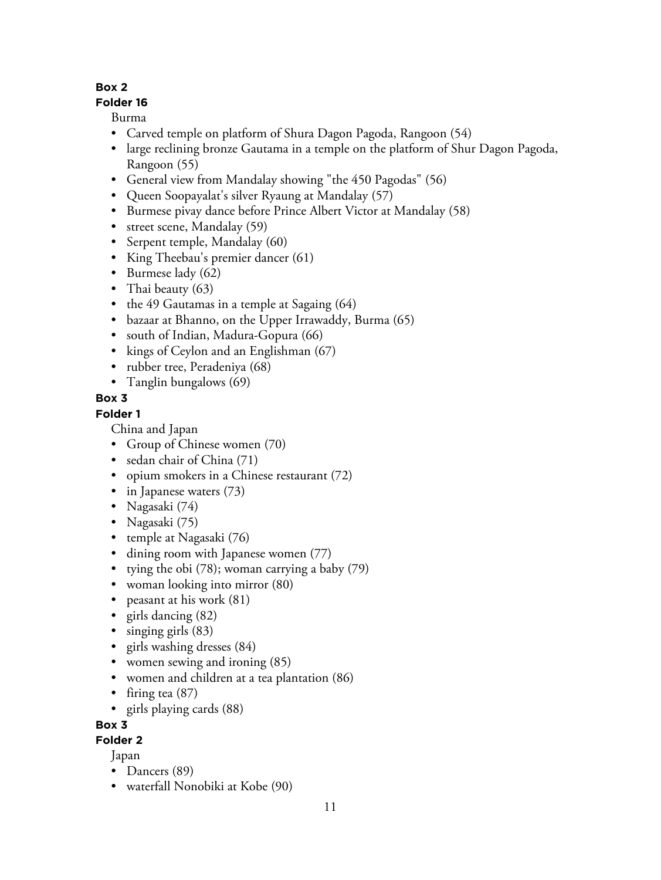**Box 2**
**Folder 16**

Burma

- Carved temple on platform of Shura Dagon Pagoda, Rangoon (54)
- large reclining bronze Gautama in a temple on the platform of Shur Dagon Pagoda, Rangoon (55)
- General view from Mandalay showing "the 450 Pagodas" (56)
- Queen Soopayalat's silver Ryaung at Mandalay (57)
- Burmese pivay dance before Prince Albert Victor at Mandalay (58)
- street scene, Mandalay (59)
- Serpent temple, Mandalay (60)
- King Theebau's premier dancer (61)
- Burmese lady (62)
- Thai beauty (63)
- the 49 Gautamas in a temple at Sagaing (64)
- bazaar at Bhanno, on the Upper Irrawaddy, Burma (65)
- south of Indian, Madura-Gopura (66)
- kings of Ceylon and an Englishman (67)
- rubber tree, Peradeniya (68)
- Tanglin bungalows (69)

**Box 3**
**Folder 1**

China and Japan

- Group of Chinese women (70)
- sedan chair of China (71)
- opium smokers in a Chinese restaurant (72)
- in Japanese waters (73)
- Nagasaki (74)
- Nagasaki (75)
- temple at Nagasaki (76)
- dining room with Japanese women (77)
- tying the obi (78); woman carrying a baby (79)
- woman looking into mirror (80)
- peasant at his work (81)
- girls dancing (82)
- singing girls (83)
- girls washing dresses (84)
- women sewing and ironing (85)
- women and children at a tea plantation (86)
- firing tea (87)
- girls playing cards (88)

**Box 3**
**Folder 2**

Japan

- Dancers (89)
- waterfall Nonobiki at Kobe (90)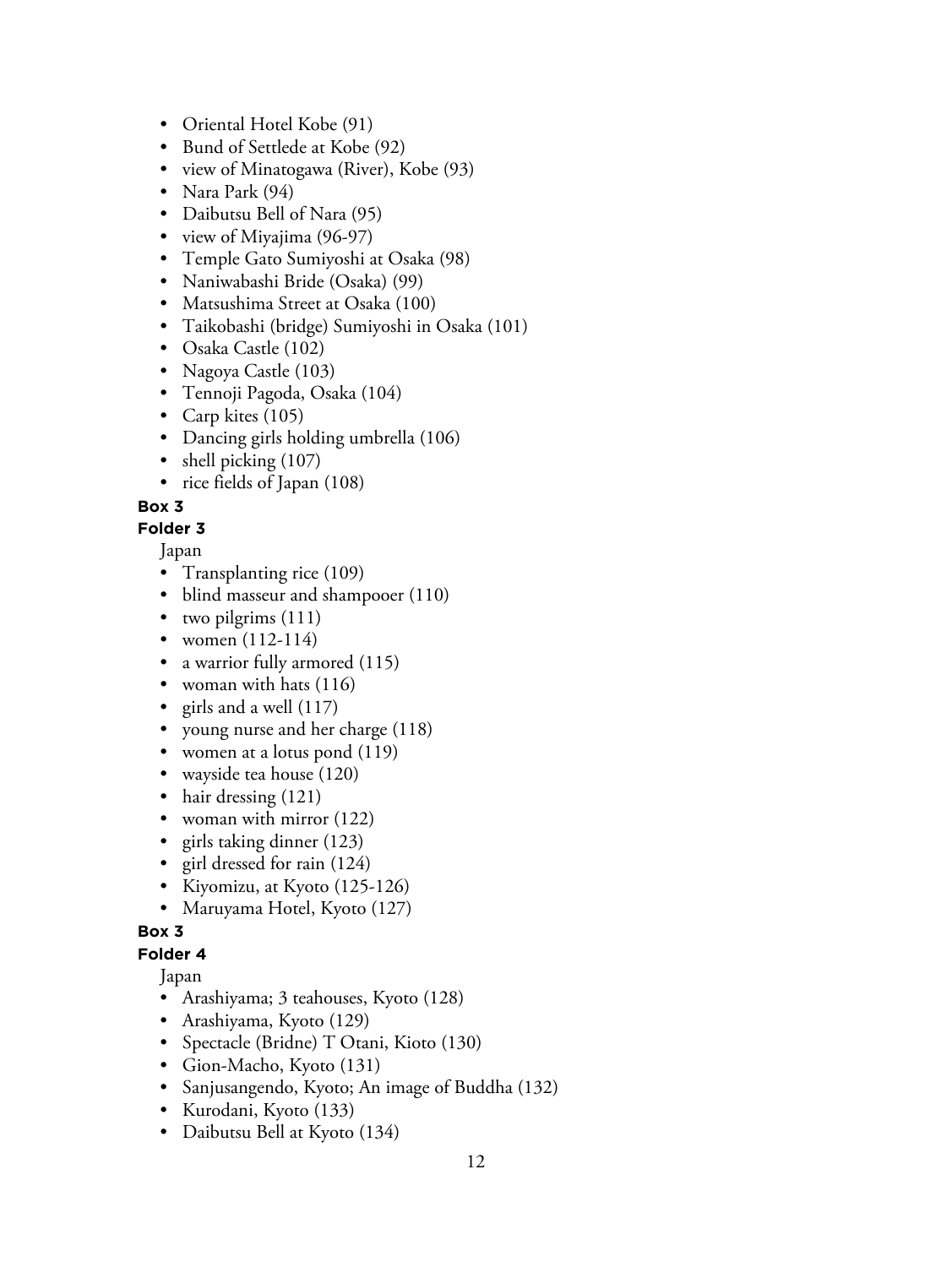- Oriental Hotel Kobe (91)
- Bund of Settlede at Kobe (92)
- view of Minatogawa (River), Kobe (93)
- Nara Park (94)
- Daibutsu Bell of Nara (95)
- view of Miyajima (96-97)
- Temple Gato Sumiyoshi at Osaka (98)
- Naniwabashi Bride (Osaka) (99)
- Matsushima Street at Osaka (100)
- Taikobashi (bridge) Sumiyoshi in Osaka (101)
- Osaka Castle (102)
- Nagoya Castle (103)
- Tennoji Pagoda, Osaka (104)
- Carp kites (105)
- Dancing girls holding umbrella (106)
- shell picking (107)
- rice fields of Japan (108)

**Box 3**

**Folder 3**

Japan

- Transplanting rice (109)
- blind masseur and shampooer (110)
- two pilgrims (111)
- women (112-114)
- a warrior fully armored (115)
- woman with hats (116)
- girls and a well (117)
- young nurse and her charge (118)
- women at a lotus pond (119)
- wayside tea house (120)
- hair dressing (121)
- woman with mirror (122)
- girls taking dinner (123)
- girl dressed for rain (124)
- Kiyomizu, at Kyoto (125-126)
- Maruyama Hotel, Kyoto (127)

**Box 3**

**Folder 4**

Japan

- Arashiyama; 3 teahouses, Kyoto (128)
- Arashiyama, Kyoto (129)
- Spectacle (Bridne) T Otani, Kioto (130)
- Gion-Macho, Kyoto (131)
- Sanjusangendo, Kyoto; An image of Buddha (132)
- Kurodani, Kyoto (133)
- Daibutsu Bell at Kyoto (134)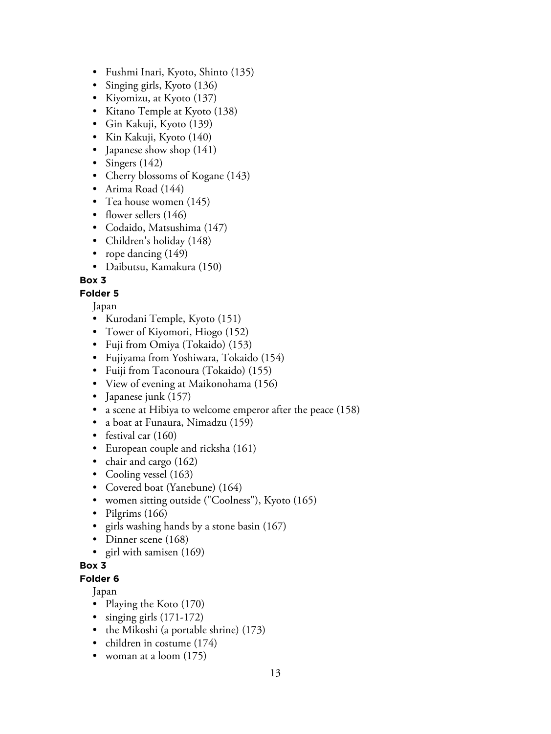- Fushmi Inari, Kyoto, Shinto (135)
- Singing girls, Kyoto (136)
- Kiyomizu, at Kyoto (137)
- Kitano Temple at Kyoto (138)
- Gin Kakuji, Kyoto (139)
- Kin Kakuji, Kyoto (140)
- Japanese show shop (141)
- Singers (142)
- Cherry blossoms of Kogane (143)
- Arima Road (144)
- Tea house women (145)
- flower sellers (146)
- Codaido, Matsushima (147)
- Children's holiday (148)
- rope dancing (149)
- Daibutsu, Kamakura (150)

**Box 3**

**Folder 5**

Japan

- Kurodani Temple, Kyoto (151)
- Tower of Kiyomori, Hiogo (152)
- Fuji from Omiya (Tokaido) (153)
- Fujiyama from Yoshiwara, Tokaido (154)
- Fuiji from Taconoura (Tokaido) (155)
- View of evening at Maikonohama (156)
- Japanese junk (157)
- a scene at Hibiya to welcome emperor after the peace (158)
- a boat at Funaura, Nimadzu (159)
- festival car (160)
- European couple and ricksha (161)
- chair and cargo (162)
- Cooling vessel (163)
- Covered boat (Yanebune) (164)
- women sitting outside ("Coolness"), Kyoto (165)
- Pilgrims (166)
- girls washing hands by a stone basin (167)
- Dinner scene (168)
- girl with samisen (169)

**Box 3**

**Folder 6**

Japan

- Playing the Koto (170)
- singing girls (171-172)
- the Mikoshi (a portable shrine) (173)
- children in costume (174)
- woman at a loom (175)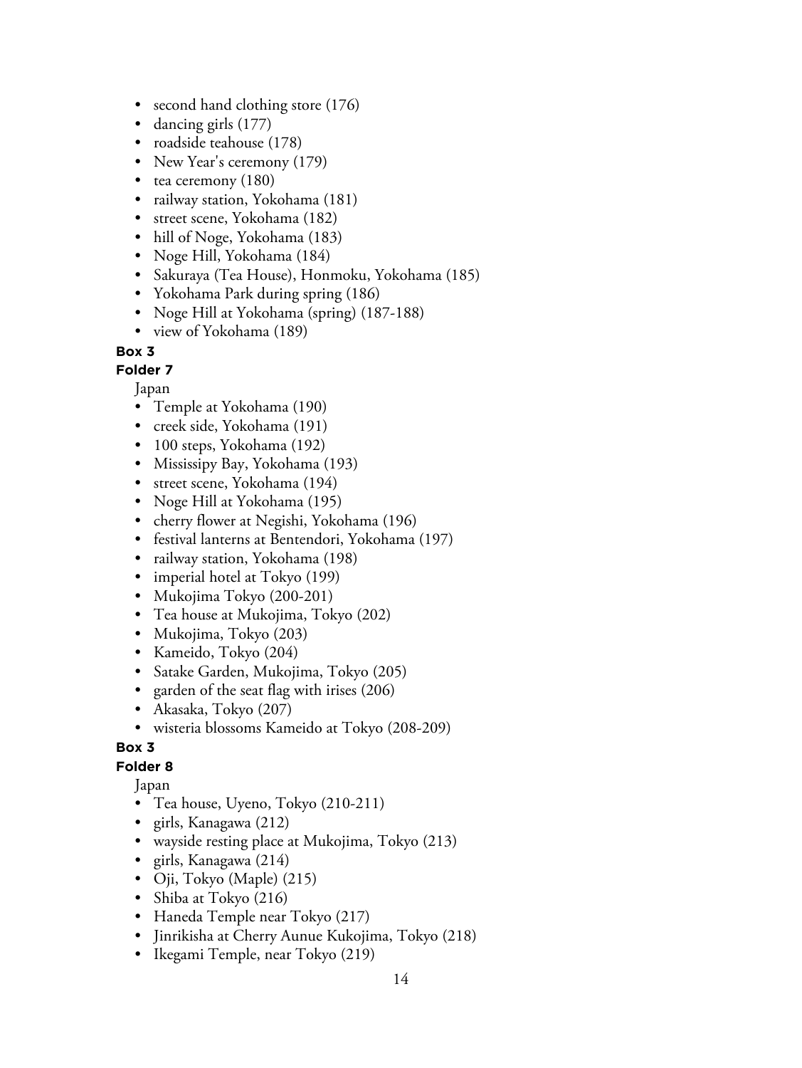- second hand clothing store (176)
- dancing girls (177)
- roadside teahouse (178)
- New Year's ceremony (179)
- tea ceremony (180)
- railway station, Yokohama (181)
- street scene, Yokohama (182)
- hill of Noge, Yokohama (183)
- Noge Hill, Yokohama (184)
- Sakuraya (Tea House), Honmoku, Yokohama (185)
- Yokohama Park during spring (186)
- Noge Hill at Yokohama (spring) (187-188)
- view of Yokohama (189)

**Box 3**

**Folder 7**

Japan

- Temple at Yokohama (190)
- creek side, Yokohama (191)
- 100 steps, Yokohama (192)
- Mississipy Bay, Yokohama (193)
- street scene, Yokohama (194)
- Noge Hill at Yokohama (195)
- cherry flower at Negishi, Yokohama (196)
- festival lanterns at Bentendori, Yokohama (197)
- railway station, Yokohama (198)
- imperial hotel at Tokyo (199)
- Mukojima Tokyo (200-201)
- Tea house at Mukojima, Tokyo (202)
- Mukojima, Tokyo (203)
- Kameido, Tokyo (204)
- Satake Garden, Mukojima, Tokyo (205)
- garden of the seat flag with irises (206)
- Akasaka, Tokyo (207)
- wisteria blossoms Kameido at Tokyo (208-209)

**Box 3**

**Folder 8**

Japan

- Tea house, Uyeno, Tokyo (210-211)
- girls, Kanagawa (212)
- wayside resting place at Mukojima, Tokyo (213)
- girls, Kanagawa (214)
- Oji, Tokyo (Maple) (215)
- Shiba at Tokyo (216)
- Haneda Temple near Tokyo (217)
- Jinrikisha at Cherry Aunue Kukojima, Tokyo (218)
- Ikegami Temple, near Tokyo (219)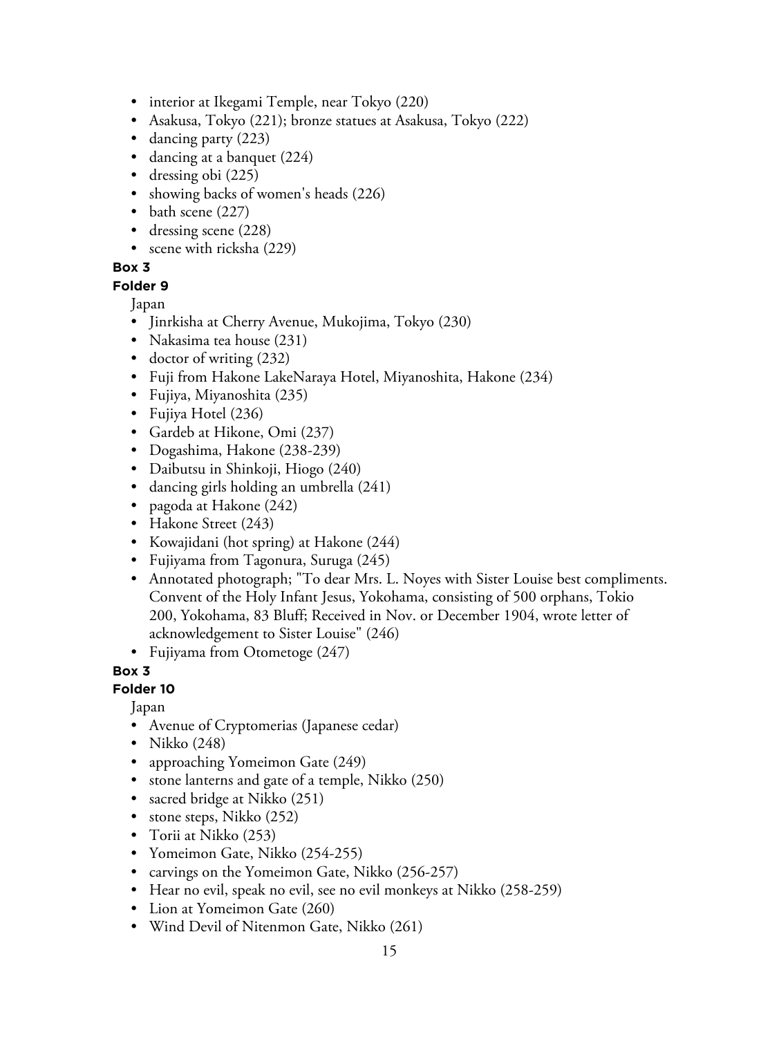- interior at Ikegami Temple, near Tokyo (220)
- Asakusa, Tokyo (221); bronze statues at Asakusa, Tokyo (222)
- dancing party (223)
- dancing at a banquet (224)
- dressing obi (225)
- showing backs of women's heads (226)
- bath scene (227)
- dressing scene (228)
- scene with ricksha (229)

**Box 3**

**Folder 9**

Japan

- Jinrkisha at Cherry Avenue, Mukojima, Tokyo (230)
- Nakasima tea house (231)
- doctor of writing (232)
- Fuji from Hakone LakeNaraya Hotel, Miyanoshita, Hakone (234)
- Fujiya, Miyanoshita (235)
- Fujiya Hotel (236)
- Gardeb at Hikone, Omi (237)
- Dogashima, Hakone (238-239)
- Daibutsu in Shinkoji, Hiogo (240)
- dancing girls holding an umbrella (241)
- pagoda at Hakone (242)
- Hakone Street (243)
- Kowajidani (hot spring) at Hakone (244)
- Fujiyama from Tagonura, Suruga (245)
- Annotated photograph; "To dear Mrs. L. Noyes with Sister Louise best compliments. Convent of the Holy Infant Jesus, Yokohama, consisting of 500 orphans, Tokio 200, Yokohama, 83 Bluff; Received in Nov. or December 1904, wrote letter of acknowledgement to Sister Louise" (246)
- Fujiyama from Otometoge (247)

**Box 3**

**Folder 10**

Japan

- Avenue of Cryptomerias (Japanese cedar)
- Nikko (248)
- approaching Yomeimon Gate (249)
- stone lanterns and gate of a temple, Nikko (250)
- sacred bridge at Nikko (251)
- stone steps, Nikko (252)
- Torii at Nikko (253)
- Yomeimon Gate, Nikko (254-255)
- carvings on the Yomeimon Gate, Nikko (256-257)
- Hear no evil, speak no evil, see no evil monkeys at Nikko (258-259)
- Lion at Yomeimon Gate (260)
- Wind Devil of Nitenmon Gate, Nikko (261)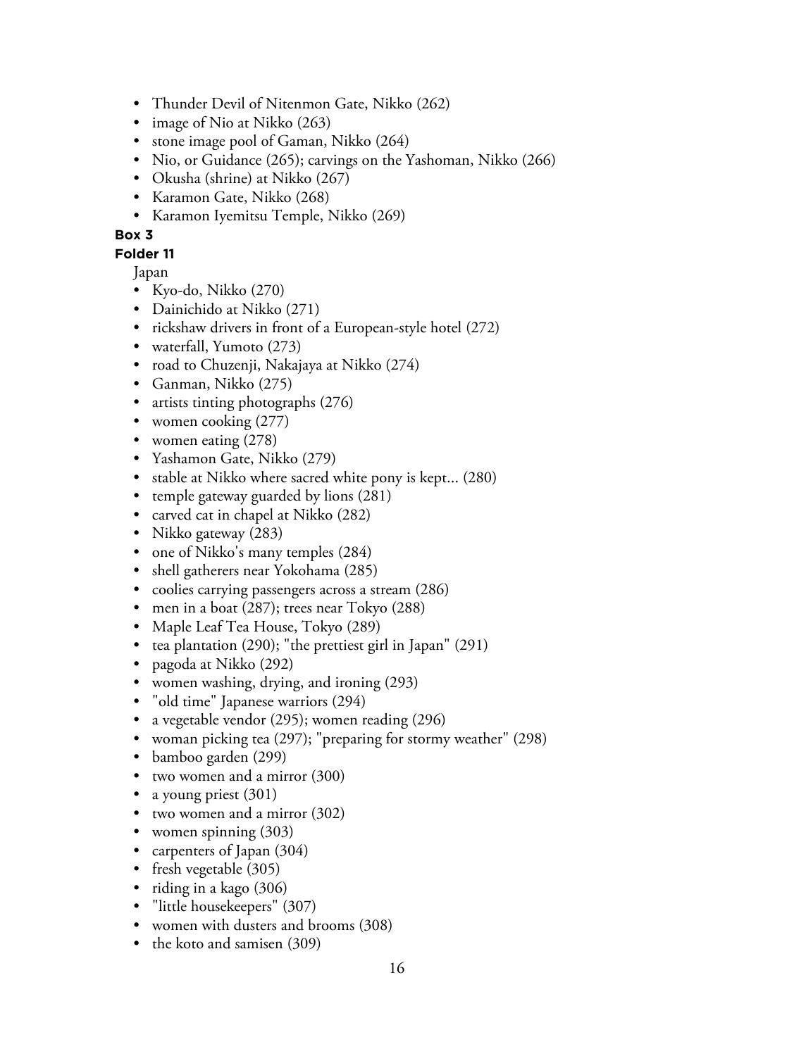- Thunder Devil of Nitenmon Gate, Nikko (262)
- image of Nio at Nikko (263)
- stone image pool of Gaman, Nikko (264)
- Nio, or Guidance (265); carvings on the Yashoman, Nikko (266)
- Okusha (shrine) at Nikko (267)
- Karamon Gate, Nikko (268)
- Karamon Iyemitsu Temple, Nikko (269)

**Box 3**

**Folder 11**

Japan

- Kyo-do, Nikko (270)
- Dainichido at Nikko (271)
- rickshaw drivers in front of a European-style hotel (272)
- waterfall, Yumoto (273)
- road to Chuzenji, Nakajaya at Nikko (274)
- Ganman, Nikko (275)
- artists tinting photographs (276)
- women cooking (277)
- women eating (278)
- Yashamon Gate, Nikko (279)
- stable at Nikko where sacred white pony is kept... (280)
- temple gateway guarded by lions (281)
- carved cat in chapel at Nikko (282)
- Nikko gateway (283)
- one of Nikko's many temples (284)
- shell gatherers near Yokohama (285)
- coolies carrying passengers across a stream (286)
- men in a boat (287); trees near Tokyo (288)
- Maple Leaf Tea House, Tokyo (289)
- tea plantation (290); "the prettiest girl in Japan" (291)
- pagoda at Nikko (292)
- women washing, drying, and ironing (293)
- "old time" Japanese warriors (294)
- a vegetable vendor (295); women reading (296)
- woman picking tea (297); "preparing for stormy weather" (298)
- bamboo garden (299)
- two women and a mirror (300)
- a young priest (301)
- two women and a mirror (302)
- women spinning (303)
- carpenters of Japan (304)
- fresh vegetable (305)
- riding in a kago (306)
- "little housekeepers" (307)
- women with dusters and brooms (308)
- the koto and samisen (309)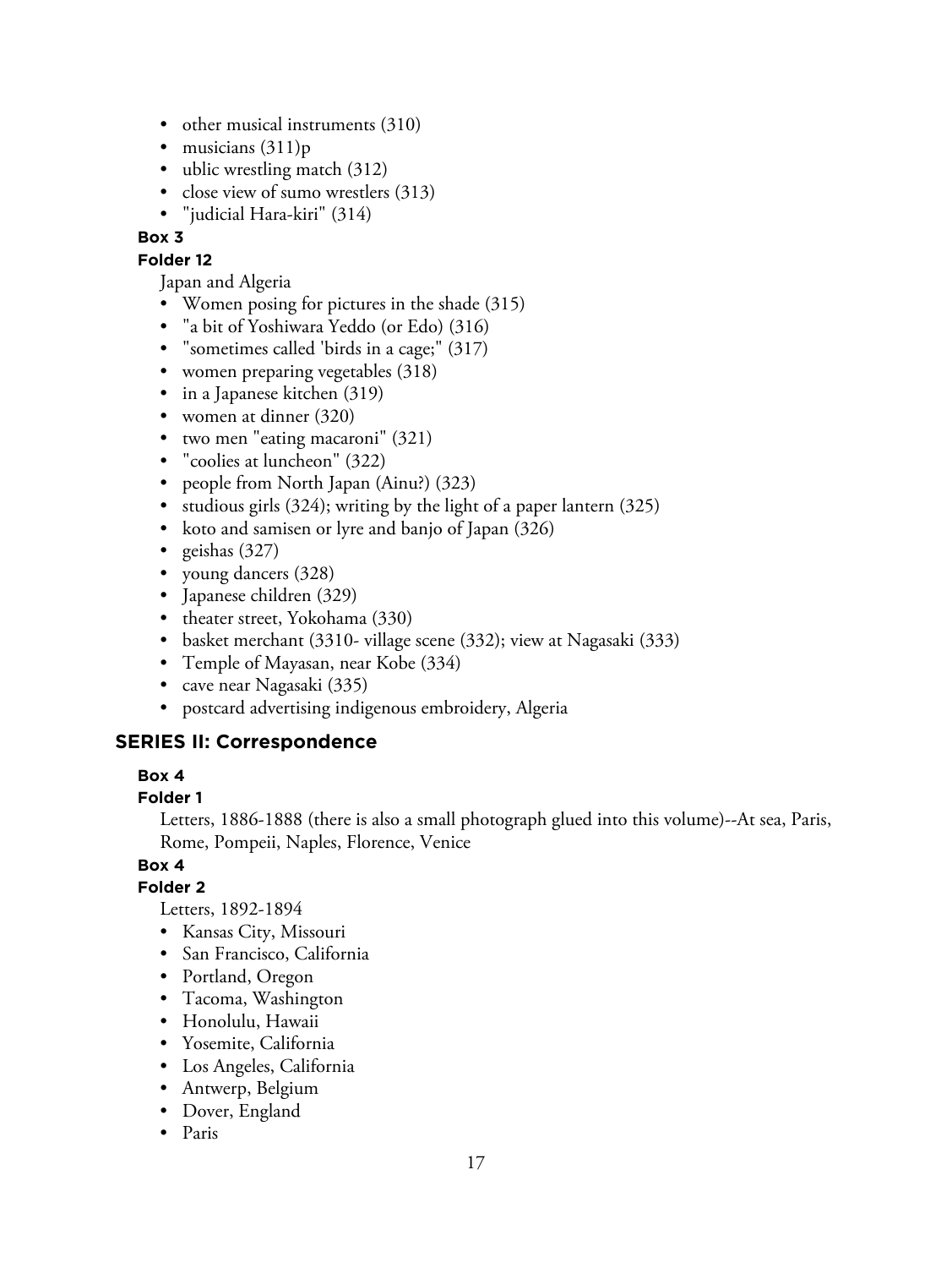- other musical instruments (310)
- musicians (311)p
- ublic wrestling match (312)
- close view of sumo wrestlers (313)
- "judicial Hara-kiri" (314)

**Box 3**

**Folder 12**

Japan and Algeria

- Women posing for pictures in the shade (315)
- "a bit of Yoshiwara Yeddo (or Edo) (316)
- "sometimes called 'birds in a cage;" (317)
- women preparing vegetables (318)
- in a Japanese kitchen (319)
- women at dinner (320)
- two men "eating macaroni" (321)
- "coolies at luncheon" (322)
- people from North Japan (Ainu?) (323)
- studious girls (324); writing by the light of a paper lantern (325)
- koto and samisen or lyre and banjo of Japan (326)
- geishas (327)
- young dancers (328)
- Japanese children (329)
- theater street, Yokohama (330)
- basket merchant (3310- village scene (332); view at Nagasaki (333)
- Temple of Mayasan, near Kobe (334)
- cave near Nagasaki (335)
- postcard advertising indigenous embroidery, Algeria

## SERIES II: Correspondence

**Box 4**

**Folder 1**

Letters, 1886-1888 (there is also a small photograph glued into this volume)--At sea, Paris, Rome, Pompeii, Naples, Florence, Venice

**Box 4**

**Folder 2**

Letters, 1892-1894

- Kansas City, Missouri
- San Francisco, California
- Portland, Oregon
- Tacoma, Washington
- Honolulu, Hawaii
- Yosemite, California
- Los Angeles, California
- Antwerp, Belgium
- Dover, England
- Paris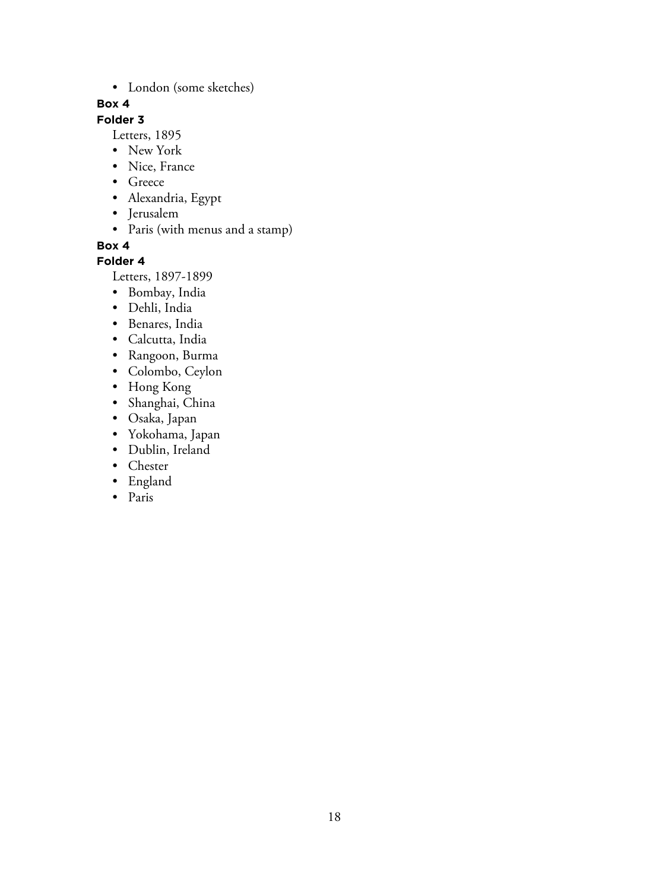- London (some sketches)

**Box 4**

**Folder 3**

Letters, 1895

- New York
- Nice, France
- Greece
- Alexandria, Egypt
- Jerusalem
- Paris (with menus and a stamp)

**Box 4**

**Folder 4**

Letters, 1897-1899

- Bombay, India
- Dehli, India
- Benares, India
- Calcutta, India
- Rangoon, Burma
- Colombo, Ceylon
- Hong Kong
- Shanghai, China
- Osaka, Japan
- Yokohama, Japan
- Dublin, Ireland
- Chester
- England
- Paris